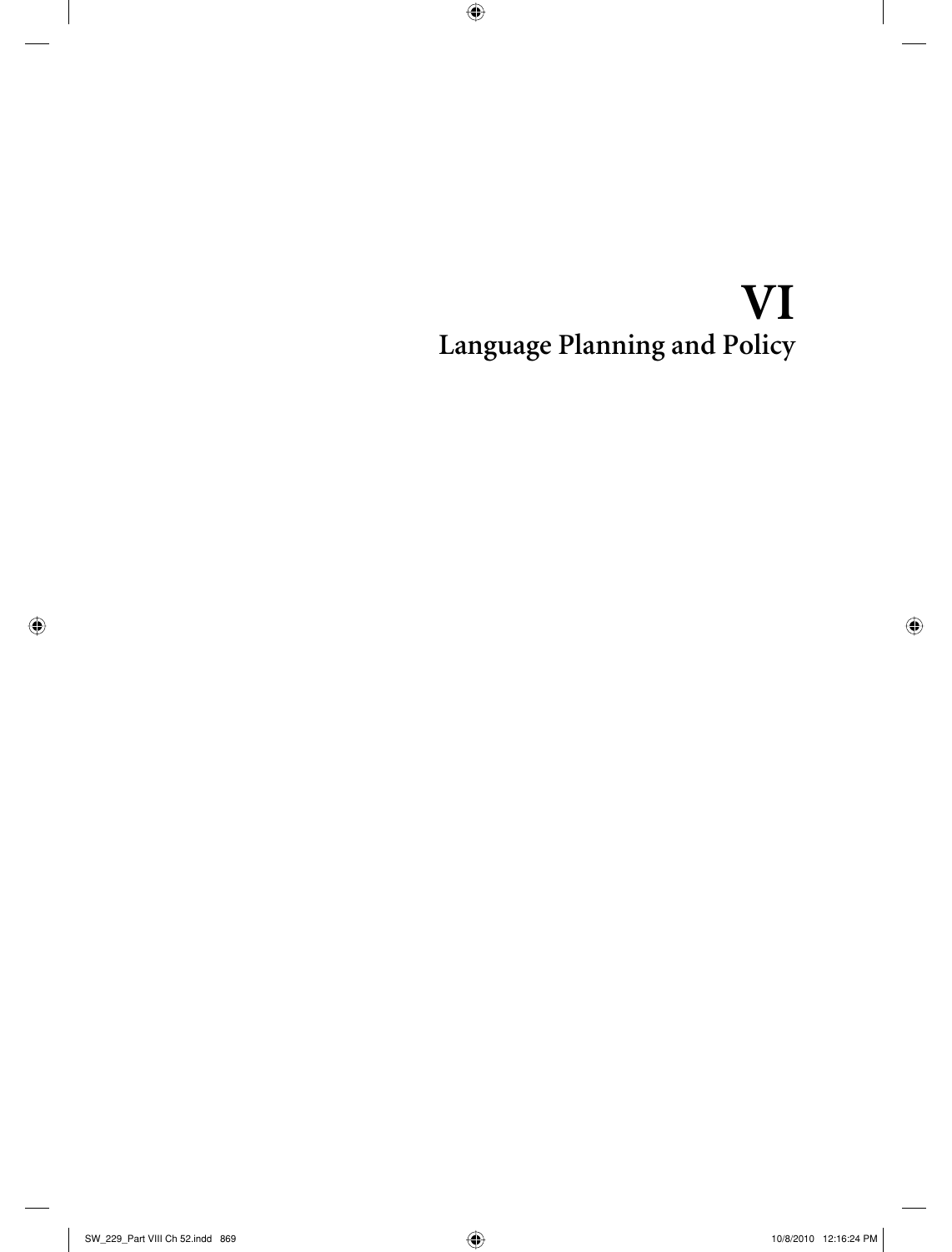# VI
# Language Planning and Policy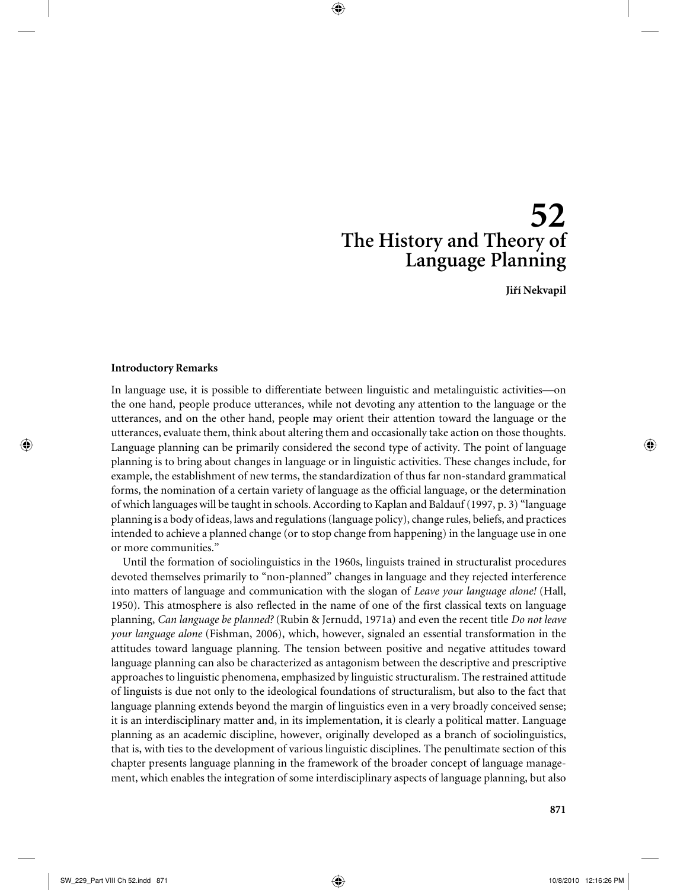# 52
# The History and Theory of Language Planning

**Jiří Nekvapil**

## Introductory Remarks

In language use, it is possible to differentiate between linguistic and metalinguistic activities—on the one hand, people produce utterances, while not devoting any attention to the language or the utterances, and on the other hand, people may orient their attention toward the language or the utterances, evaluate them, think about altering them and occasionally take action on those thoughts. Language planning can be primarily considered the second type of activity. The point of language planning is to bring about changes in language or in linguistic activities. These changes include, for example, the establishment of new terms, the standardization of thus far non-standard grammatical forms, the nomination of a certain variety of language as the official language, or the determination of which languages will be taught in schools. According to Kaplan and Baldauf (1997, p. 3) "language planning is a body of ideas, laws and regulations (language policy), change rules, beliefs, and practices intended to achieve a planned change (or to stop change from happening) in the language use in one or more communities."

Until the formation of sociolinguistics in the 1960s, linguists trained in structuralist procedures devoted themselves primarily to "non-planned" changes in language and they rejected interference into matters of language and communication with the slogan of *Leave your language alone!* (Hall, 1950). This atmosphere is also reflected in the name of one of the first classical texts on language planning, *Can language be planned?* (Rubin & Jernudd, 1971a) and even the recent title *Do not leave your language alone* (Fishman, 2006), which, however, signaled an essential transformation in the attitudes toward language planning. The tension between positive and negative attitudes toward language planning can also be characterized as antagonism between the descriptive and prescriptive approaches to linguistic phenomena, emphasized by linguistic structuralism. The restrained attitude of linguists is due not only to the ideological foundations of structuralism, but also to the fact that language planning extends beyond the margin of linguistics even in a very broadly conceived sense; it is an interdisciplinary matter and, in its implementation, it is clearly a political matter. Language planning as an academic discipline, however, originally developed as a branch of sociolinguistics, that is, with ties to the development of various linguistic disciplines. The penultimate section of this chapter presents language planning in the framework of the broader concept of language management, which enables the integration of some interdisciplinary aspects of language planning, but also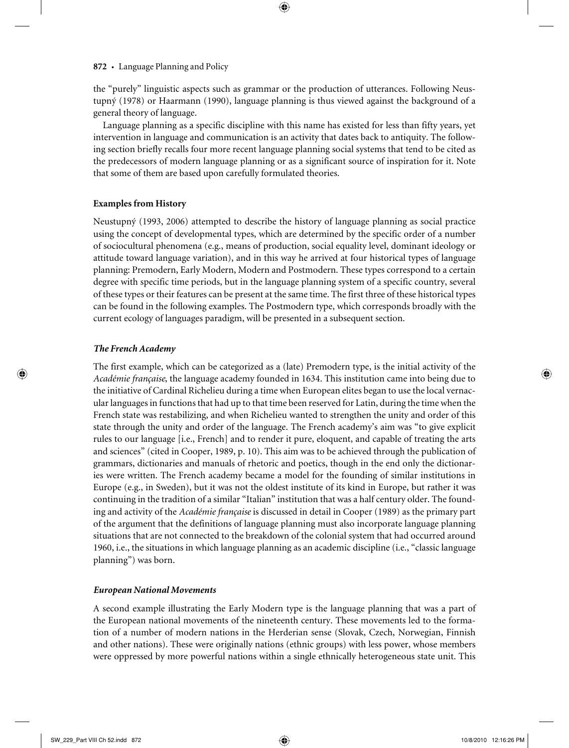the "purely" linguistic aspects such as grammar or the production of utterances. Following Neustupný (1978) or Haarmann (1990), language planning is thus viewed against the background of a general theory of language.

Language planning as a specific discipline with this name has existed for less than fifty years, yet intervention in language and communication is an activity that dates back to antiquity. The following section briefly recalls four more recent language planning social systems that tend to be cited as the predecessors of modern language planning or as a significant source of inspiration for it. Note that some of them are based upon carefully formulated theories.

### Examples from History

Neustupný (1993, 2006) attempted to describe the history of language planning as social practice using the concept of developmental types, which are determined by the specific order of a number of sociocultural phenomena (e.g., means of production, social equality level, dominant ideology or attitude toward language variation), and in this way he arrived at four historical types of language planning: Premodern, Early Modern, Modern and Postmodern. These types correspond to a certain degree with specific time periods, but in the language planning system of a specific country, several of these types or their features can be present at the same time. The first three of these historical types can be found in the following examples. The Postmodern type, which corresponds broadly with the current ecology of languages paradigm, will be presented in a subsequent section.

#### *The French Academy*

The first example, which can be categorized as a (late) Premodern type, is the initial activity of the *Académie française*, the language academy founded in 1634. This institution came into being due to the initiative of Cardinal Richelieu during a time when European elites began to use the local vernacular languages in functions that had up to that time been reserved for Latin, during the time when the French state was restabilizing, and when Richelieu wanted to strengthen the unity and order of this state through the unity and order of the language. The French academy's aim was "to give explicit rules to our language [i.e., French] and to render it pure, eloquent, and capable of treating the arts and sciences" (cited in Cooper, 1989, p. 10). This aim was to be achieved through the publication of grammars, dictionaries and manuals of rhetoric and poetics, though in the end only the dictionaries were written. The French academy became a model for the founding of similar institutions in Europe (e.g., in Sweden), but it was not the oldest institute of its kind in Europe, but rather it was continuing in the tradition of a similar "Italian" institution that was a half century older. The founding and activity of the *Académie française* is discussed in detail in Cooper (1989) as the primary part of the argument that the definitions of language planning must also incorporate language planning situations that are not connected to the breakdown of the colonial system that had occurred around 1960, i.e., the situations in which language planning as an academic discipline (i.e., "classic language planning") was born.

#### *European National Movements*

A second example illustrating the Early Modern type is the language planning that was a part of the European national movements of the nineteenth century. These movements led to the formation of a number of modern nations in the Herderian sense (Slovak, Czech, Norwegian, Finnish and other nations). These were originally nations (ethnic groups) with less power, whose members were oppressed by more powerful nations within a single ethnically heterogeneous state unit. This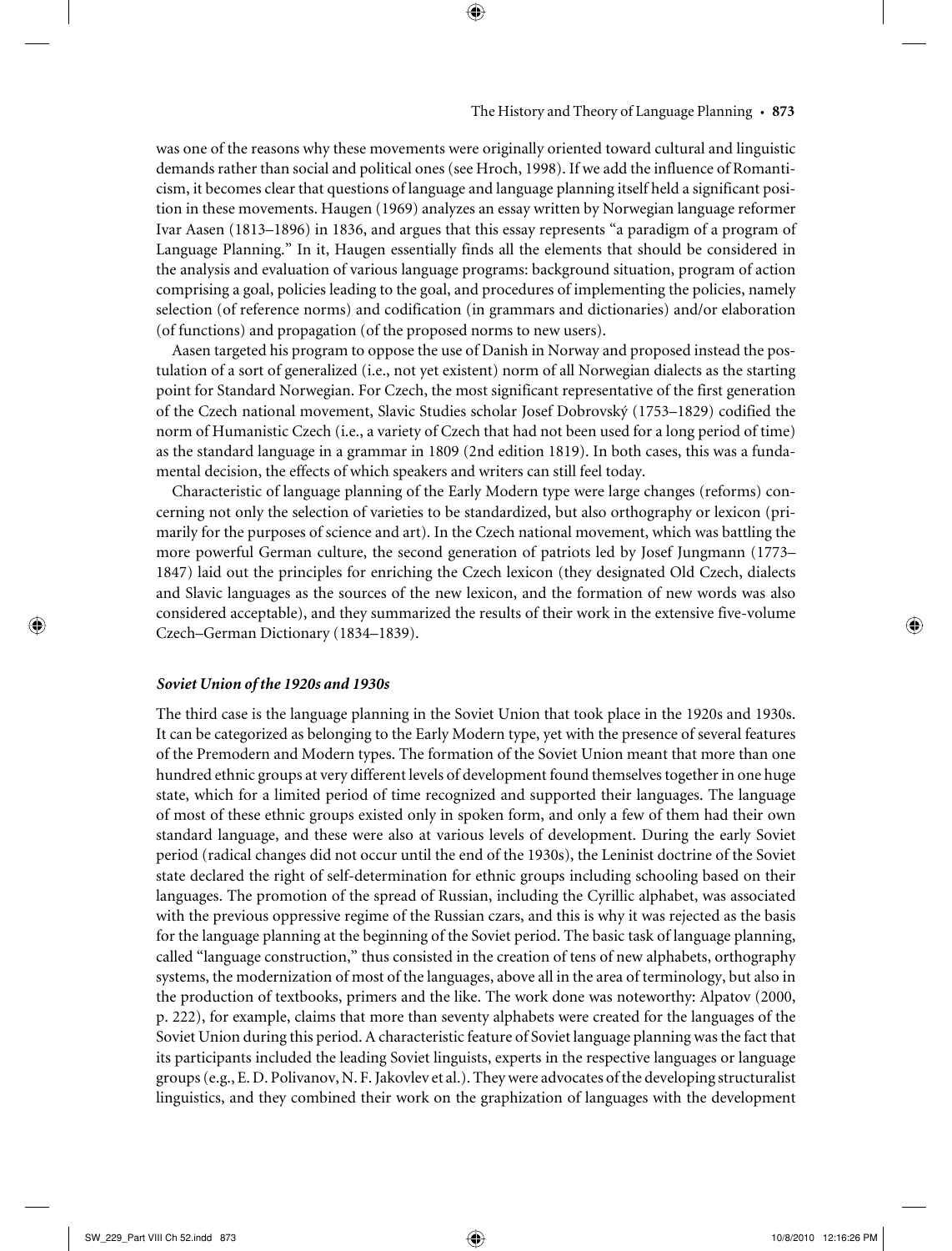was one of the reasons why these movements were originally oriented toward cultural and linguistic demands rather than social and political ones (see Hroch, 1998). If we add the influence of Romanticism, it becomes clear that questions of language and language planning itself held a significant position in these movements. Haugen (1969) analyzes an essay written by Norwegian language reformer Ivar Aasen (1813–1896) in 1836, and argues that this essay represents "a paradigm of a program of Language Planning." In it, Haugen essentially finds all the elements that should be considered in the analysis and evaluation of various language programs: background situation, program of action comprising a goal, policies leading to the goal, and procedures of implementing the policies, namely selection (of reference norms) and codification (in grammars and dictionaries) and/or elaboration (of functions) and propagation (of the proposed norms to new users).

Aasen targeted his program to oppose the use of Danish in Norway and proposed instead the postulation of a sort of generalized (i.e., not yet existent) norm of all Norwegian dialects as the starting point for Standard Norwegian. For Czech, the most significant representative of the first generation of the Czech national movement, Slavic Studies scholar Josef Dobrovský (1753–1829) codified the norm of Humanistic Czech (i.e., a variety of Czech that had not been used for a long period of time) as the standard language in a grammar in 1809 (2nd edition 1819). In both cases, this was a fundamental decision, the effects of which speakers and writers can still feel today.

Characteristic of language planning of the Early Modern type were large changes (reforms) concerning not only the selection of varieties to be standardized, but also orthography or lexicon (primarily for the purposes of science and art). In the Czech national movement, which was battling the more powerful German culture, the second generation of patriots led by Josef Jungmann (1773–1847) laid out the principles for enriching the Czech lexicon (they designated Old Czech, dialects and Slavic languages as the sources of the new lexicon, and the formation of new words was also considered acceptable), and they summarized the results of their work in the extensive five-volume Czech–German Dictionary (1834–1839).

#### *Soviet Union of the 1920s and 1930s*

The third case is the language planning in the Soviet Union that took place in the 1920s and 1930s. It can be categorized as belonging to the Early Modern type, yet with the presence of several features of the Premodern and Modern types. The formation of the Soviet Union meant that more than one hundred ethnic groups at very different levels of development found themselves together in one huge state, which for a limited period of time recognized and supported their languages. The language of most of these ethnic groups existed only in spoken form, and only a few of them had their own standard language, and these were also at various levels of development. During the early Soviet period (radical changes did not occur until the end of the 1930s), the Leninist doctrine of the Soviet state declared the right of self-determination for ethnic groups including schooling based on their languages. The promotion of the spread of Russian, including the Cyrillic alphabet, was associated with the previous oppressive regime of the Russian czars, and this is why it was rejected as the basis for the language planning at the beginning of the Soviet period. The basic task of language planning, called "language construction," thus consisted in the creation of tens of new alphabets, orthography systems, the modernization of most of the languages, above all in the area of terminology, but also in the production of textbooks, primers and the like. The work done was noteworthy: Alpatov (2000, p. 222), for example, claims that more than seventy alphabets were created for the languages of the Soviet Union during this period. A characteristic feature of Soviet language planning was the fact that its participants included the leading Soviet linguists, experts in the respective languages or language groups (e.g., E. D. Polivanov, N. F. Jakovlev et al.). They were advocates of the developing structuralist linguistics, and they combined their work on the graphization of languages with the development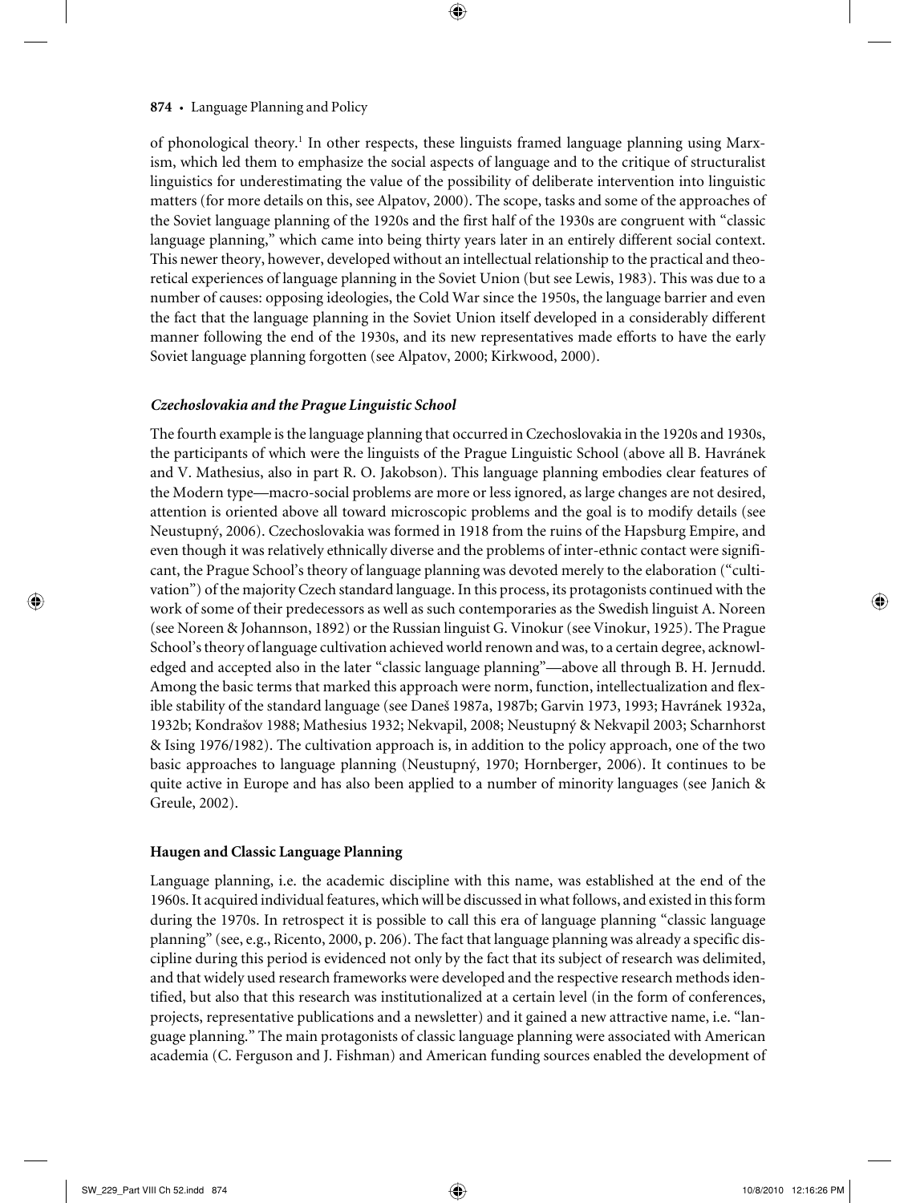of phonological theory.[1] In other respects, these linguists framed language planning using Marxism, which led them to emphasize the social aspects of language and to the critique of structuralist linguistics for underestimating the value of the possibility of deliberate intervention into linguistic matters (for more details on this, see Alpatov, 2000). The scope, tasks and some of the approaches of the Soviet language planning of the 1920s and the first half of the 1930s are congruent with "classic language planning," which came into being thirty years later in an entirely different social context. This newer theory, however, developed without an intellectual relationship to the practical and theoretical experiences of language planning in the Soviet Union (but see Lewis, 1983). This was due to a number of causes: opposing ideologies, the Cold War since the 1950s, the language barrier and even the fact that the language planning in the Soviet Union itself developed in a considerably different manner following the end of the 1930s, and its new representatives made efforts to have the early Soviet language planning forgotten (see Alpatov, 2000; Kirkwood, 2000).

### *Czechoslovakia and the Prague Linguistic School*

The fourth example is the language planning that occurred in Czechoslovakia in the 1920s and 1930s, the participants of which were the linguists of the Prague Linguistic School (above all B. Havránek and V. Mathesius, also in part R. O. Jakobson). This language planning embodies clear features of the Modern type—macro-social problems are more or less ignored, as large changes are not desired, attention is oriented above all toward microscopic problems and the goal is to modify details (see Neustupný, 2006). Czechoslovakia was formed in 1918 from the ruins of the Hapsburg Empire, and even though it was relatively ethnically diverse and the problems of inter-ethnic contact were significant, the Prague School's theory of language planning was devoted merely to the elaboration ("cultivation") of the majority Czech standard language. In this process, its protagonists continued with the work of some of their predecessors as well as such contemporaries as the Swedish linguist A. Noreen (see Noreen & Johannson, 1892) or the Russian linguist G. Vinokur (see Vinokur, 1925). The Prague School's theory of language cultivation achieved world renown and was, to a certain degree, acknowledged and accepted also in the later "classic language planning"—above all through B. H. Jernudd. Among the basic terms that marked this approach were norm, function, intellectualization and flexible stability of the standard language (see Daneš 1987a, 1987b; Garvin 1973, 1993; Havránek 1932a, 1932b; Kondrašov 1988; Mathesius 1932; Nekvapil, 2008; Neustupný & Nekvapil 2003; Scharnhorst & Ising 1976/1982). The cultivation approach is, in addition to the policy approach, one of the two basic approaches to language planning (Neustupný, 1970; Hornberger, 2006). It continues to be quite active in Europe and has also been applied to a number of minority languages (see Janich & Greule, 2002).

## Haugen and Classic Language Planning

Language planning, i.e. the academic discipline with this name, was established at the end of the 1960s. It acquired individual features, which will be discussed in what follows, and existed in this form during the 1970s. In retrospect it is possible to call this era of language planning "classic language planning" (see, e.g., Ricento, 2000, p. 206). The fact that language planning was already a specific discipline during this period is evidenced not only by the fact that its subject of research was delimited, and that widely used research frameworks were developed and the respective research methods identified, but also that this research was institutionalized at a certain level (in the form of conferences, projects, representative publications and a newsletter) and it gained a new attractive name, i.e. "language planning." The main protagonists of classic language planning were associated with American academia (C. Ferguson and J. Fishman) and American funding sources enabled the development of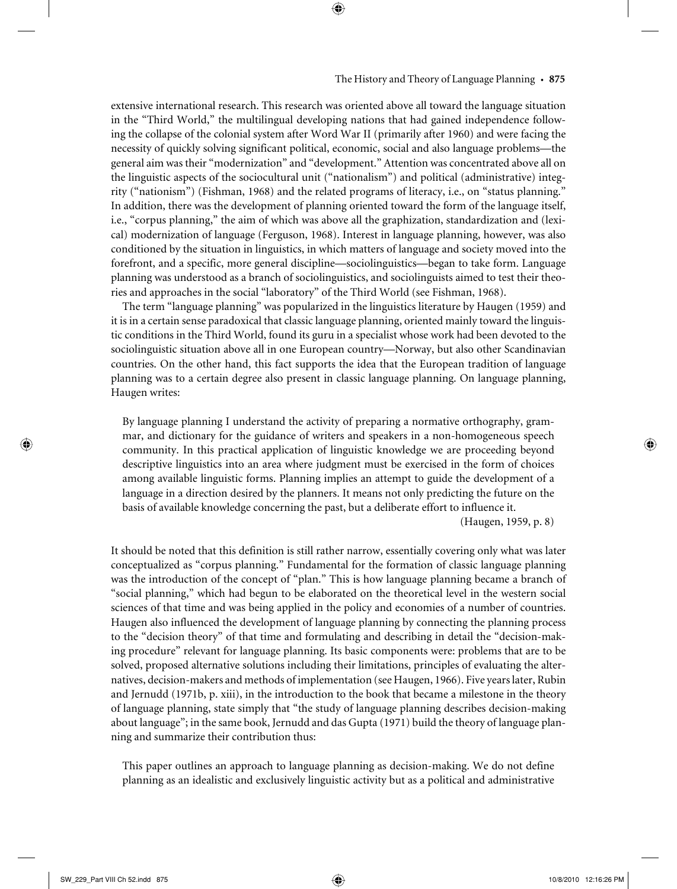extensive international research. This research was oriented above all toward the language situation in the "Third World," the multilingual developing nations that had gained independence following the collapse of the colonial system after Word War II (primarily after 1960) and were facing the necessity of quickly solving significant political, economic, social and also language problems—the general aim was their "modernization" and "development." Attention was concentrated above all on the linguistic aspects of the sociocultural unit ("nationalism") and political (administrative) integrity ("nationism") (Fishman, 1968) and the related programs of literacy, i.e., on "status planning." In addition, there was the development of planning oriented toward the form of the language itself, i.e., "corpus planning," the aim of which was above all the graphization, standardization and (lexical) modernization of language (Ferguson, 1968). Interest in language planning, however, was also conditioned by the situation in linguistics, in which matters of language and society moved into the forefront, and a specific, more general discipline—sociolinguistics—began to take form. Language planning was understood as a branch of sociolinguistics, and sociolinguists aimed to test their theories and approaches in the social "laboratory" of the Third World (see Fishman, 1968).

The term "language planning" was popularized in the linguistics literature by Haugen (1959) and it is in a certain sense paradoxical that classic language planning, oriented mainly toward the linguistic conditions in the Third World, found its guru in a specialist whose work had been devoted to the sociolinguistic situation above all in one European country—Norway, but also other Scandinavian countries. On the other hand, this fact supports the idea that the European tradition of language planning was to a certain degree also present in classic language planning. On language planning, Haugen writes:

> By language planning I understand the activity of preparing a normative orthography, grammar, and dictionary for the guidance of writers and speakers in a non-homogeneous speech community. In this practical application of linguistic knowledge we are proceeding beyond descriptive linguistics into an area where judgment must be exercised in the form of choices among available linguistic forms. Planning implies an attempt to guide the development of a language in a direction desired by the planners. It means not only predicting the future on the basis of available knowledge concerning the past, but a deliberate effort to influence it.
>
> (Haugen, 1959, p. 8)

It should be noted that this definition is still rather narrow, essentially covering only what was later conceptualized as "corpus planning." Fundamental for the formation of classic language planning was the introduction of the concept of "plan." This is how language planning became a branch of "social planning," which had begun to be elaborated on the theoretical level in the western social sciences of that time and was being applied in the policy and economies of a number of countries. Haugen also influenced the development of language planning by connecting the planning process to the "decision theory" of that time and formulating and describing in detail the "decision-making procedure" relevant for language planning. Its basic components were: problems that are to be solved, proposed alternative solutions including their limitations, principles of evaluating the alternatives, decision-makers and methods of implementation (see Haugen, 1966). Five years later, Rubin and Jernudd (1971b, p. xiii), in the introduction to the book that became a milestone in the theory of language planning, state simply that "the study of language planning describes decision-making about language"; in the same book, Jernudd and das Gupta (1971) build the theory of language planning and summarize their contribution thus:

> This paper outlines an approach to language planning as decision-making. We do not define planning as an idealistic and exclusively linguistic activity but as a political and administrative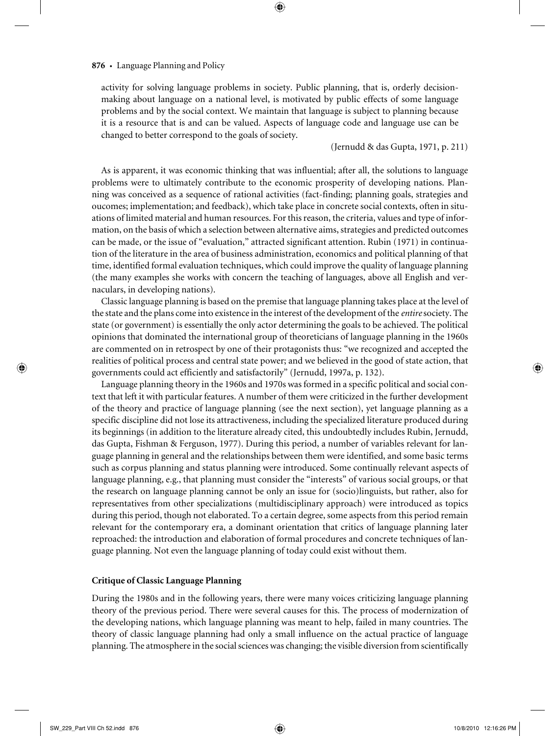activity for solving language problems in society. Public planning, that is, orderly decision-making about language on a national level, is motivated by public effects of some language problems and by the social context. We maintain that language is subject to planning because it is a resource that is and can be valued. Aspects of language code and language use can be changed to better correspond to the goals of society.

(Jernudd & das Gupta, 1971, p. 211)

As is apparent, it was economic thinking that was influential; after all, the solutions to language problems were to ultimately contribute to the economic prosperity of developing nations. Planning was conceived as a sequence of rational activities (fact-finding; planning goals, strategies and oucomes; implementation; and feedback), which take place in concrete social contexts, often in situations of limited material and human resources. For this reason, the criteria, values and type of information, on the basis of which a selection between alternative aims, strategies and predicted outcomes can be made, or the issue of "evaluation," attracted significant attention. Rubin (1971) in continuation of the literature in the area of business administration, economics and political planning of that time, identified formal evaluation techniques, which could improve the quality of language planning (the many examples she works with concern the teaching of languages, above all English and vernaculars, in developing nations).

Classic language planning is based on the premise that language planning takes place at the level of the state and the plans come into existence in the interest of the development of the *entire* society. The state (or government) is essentially the only actor determining the goals to be achieved. The political opinions that dominated the international group of theoreticians of language planning in the 1960s are commented on in retrospect by one of their protagonists thus: "we recognized and accepted the realities of political process and central state power; and we believed in the good of state action, that governments could act efficiently and satisfactorily" (Jernudd, 1997a, p. 132).

Language planning theory in the 1960s and 1970s was formed in a specific political and social context that left it with particular features. A number of them were criticized in the further development of the theory and practice of language planning (see the next section), yet language planning as a specific discipline did not lose its attractiveness, including the specialized literature produced during its beginnings (in addition to the literature already cited, this undoubtedly includes Rubin, Jernudd, das Gupta, Fishman & Ferguson, 1977). During this period, a number of variables relevant for language planning in general and the relationships between them were identified, and some basic terms such as corpus planning and status planning were introduced. Some continually relevant aspects of language planning, e.g., that planning must consider the "interests" of various social groups, or that the research on language planning cannot be only an issue for (socio)linguists, but rather, also for representatives from other specializations (multidisciplinary approach) were introduced as topics during this period, though not elaborated. To a certain degree, some aspects from this period remain relevant for the contemporary era, a dominant orientation that critics of language planning later reproached: the introduction and elaboration of formal procedures and concrete techniques of language planning. Not even the language planning of today could exist without them.

## Critique of Classic Language Planning

During the 1980s and in the following years, there were many voices criticizing language planning theory of the previous period. There were several causes for this. The process of modernization of the developing nations, which language planning was meant to help, failed in many countries. The theory of classic language planning had only a small influence on the actual practice of language planning. The atmosphere in the social sciences was changing; the visible diversion from scientifically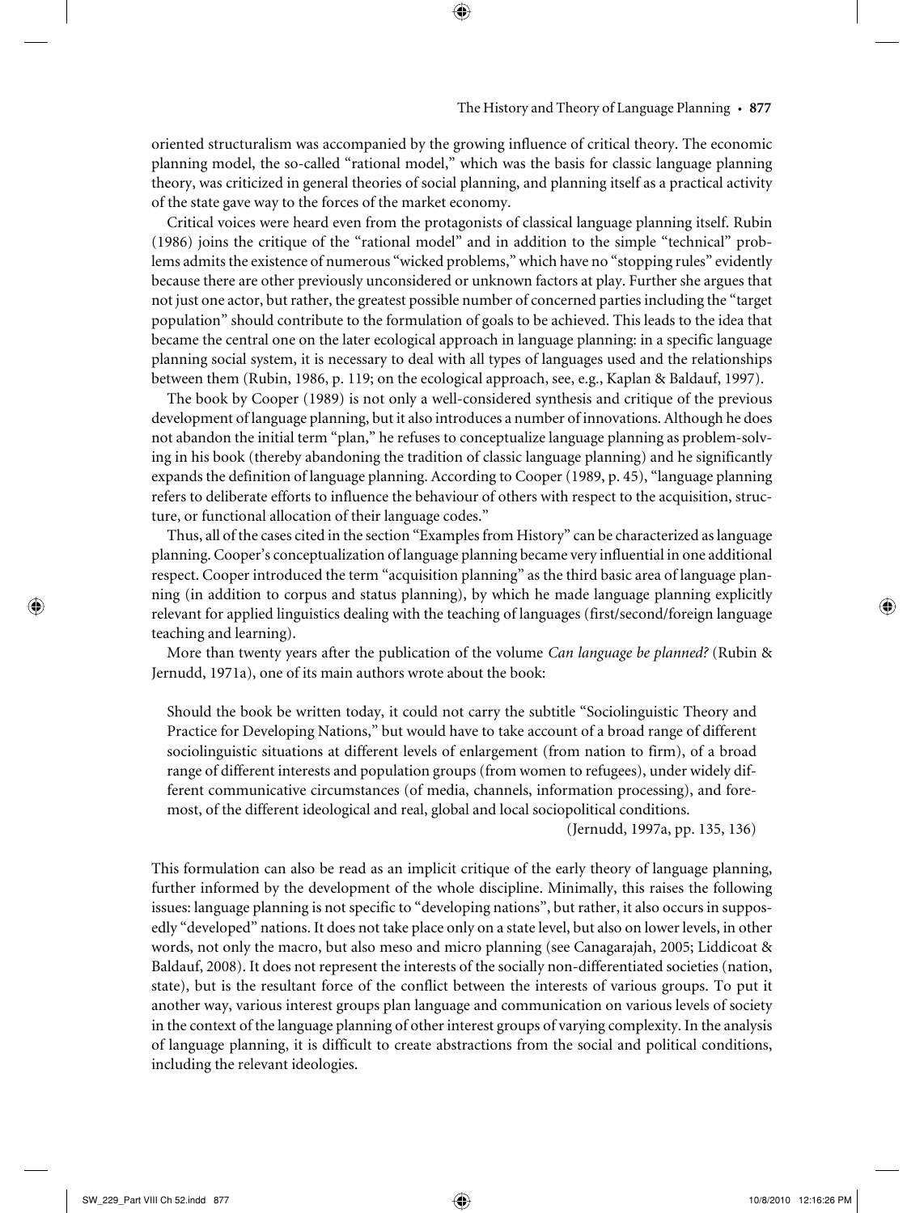oriented structuralism was accompanied by the growing influence of critical theory. The economic planning model, the so-called "rational model," which was the basis for classic language planning theory, was criticized in general theories of social planning, and planning itself as a practical activity of the state gave way to the forces of the market economy.

Critical voices were heard even from the protagonists of classical language planning itself. Rubin (1986) joins the critique of the "rational model" and in addition to the simple "technical" problems admits the existence of numerous "wicked problems," which have no "stopping rules" evidently because there are other previously unconsidered or unknown factors at play. Further she argues that not just one actor, but rather, the greatest possible number of concerned parties including the "target population" should contribute to the formulation of goals to be achieved. This leads to the idea that became the central one on the later ecological approach in language planning: in a specific language planning social system, it is necessary to deal with all types of languages used and the relationships between them (Rubin, 1986, p. 119; on the ecological approach, see, e.g., Kaplan & Baldauf, 1997).

The book by Cooper (1989) is not only a well-considered synthesis and critique of the previous development of language planning, but it also introduces a number of innovations. Although he does not abandon the initial term "plan," he refuses to conceptualize language planning as problem-solving in his book (thereby abandoning the tradition of classic language planning) and he significantly expands the definition of language planning. According to Cooper (1989, p. 45), "language planning refers to deliberate efforts to influence the behaviour of others with respect to the acquisition, structure, or functional allocation of their language codes."

Thus, all of the cases cited in the section "Examples from History" can be characterized as language planning. Cooper's conceptualization of language planning became very influential in one additional respect. Cooper introduced the term "acquisition planning" as the third basic area of language planning (in addition to corpus and status planning), by which he made language planning explicitly relevant for applied linguistics dealing with the teaching of languages (first/second/foreign language teaching and learning).

More than twenty years after the publication of the volume *Can language be planned?* (Rubin & Jernudd, 1971a), one of its main authors wrote about the book:

> Should the book be written today, it could not carry the subtitle "Sociolinguistic Theory and Practice for Developing Nations," but would have to take account of a broad range of different sociolinguistic situations at different levels of enlargement (from nation to firm), of a broad range of different interests and population groups (from women to refugees), under widely different communicative circumstances (of media, channels, information processing), and foremost, of the different ideological and real, global and local sociopolitical conditions.
>
> (Jernudd, 1997a, pp. 135, 136)

This formulation can also be read as an implicit critique of the early theory of language planning, further informed by the development of the whole discipline. Minimally, this raises the following issues: language planning is not specific to "developing nations", but rather, it also occurs in supposedly "developed" nations. It does not take place only on a state level, but also on lower levels, in other words, not only the macro, but also meso and micro planning (see Canagarajah, 2005; Liddicoat & Baldauf, 2008). It does not represent the interests of the socially non-differentiated societies (nation, state), but is the resultant force of the conflict between the interests of various groups. To put it another way, various interest groups plan language and communication on various levels of society in the context of the language planning of other interest groups of varying complexity. In the analysis of language planning, it is difficult to create abstractions from the social and political conditions, including the relevant ideologies.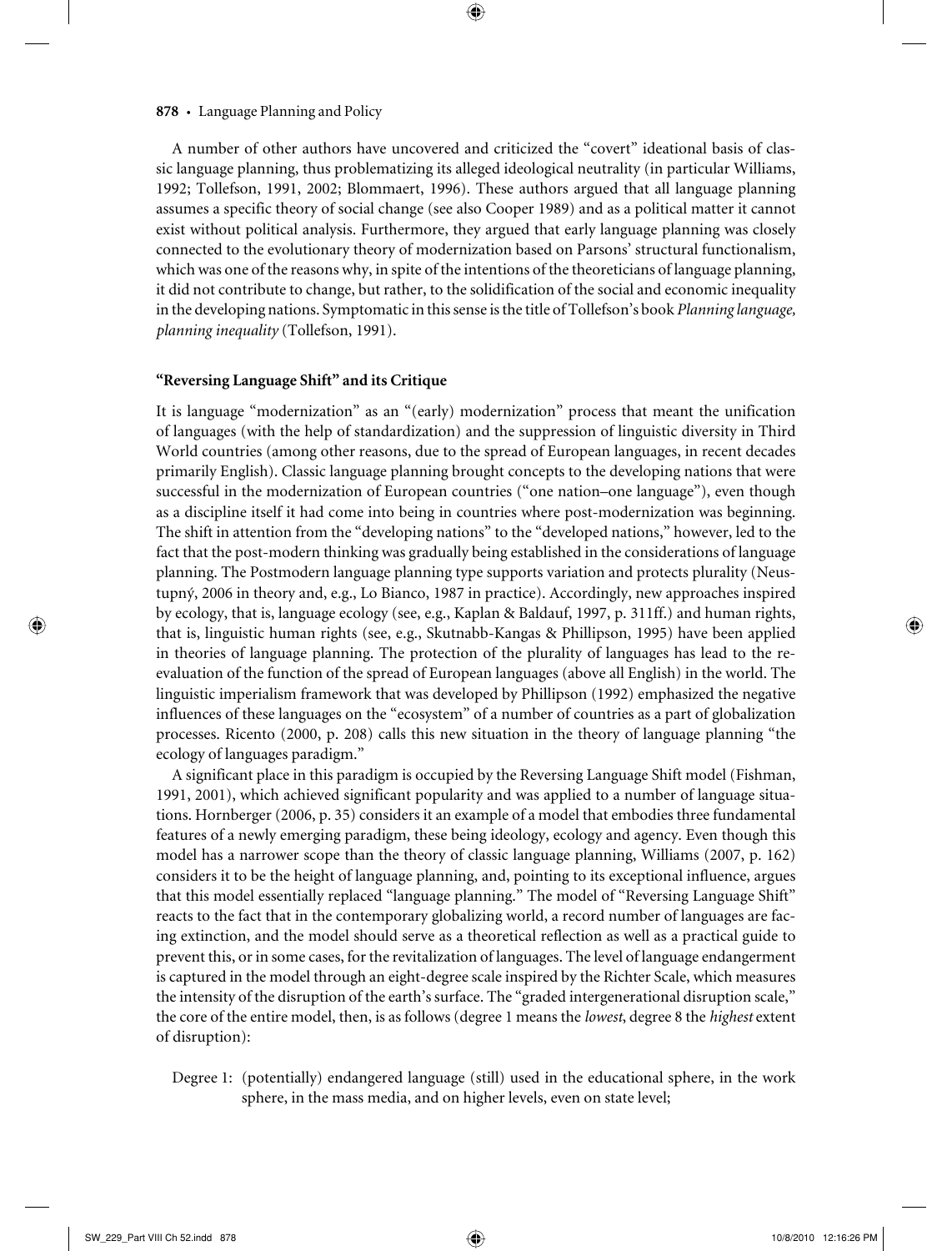A number of other authors have uncovered and criticized the "covert" ideational basis of classic language planning, thus problematizing its alleged ideological neutrality (in particular Williams, 1992; Tollefson, 1991, 2002; Blommaert, 1996). These authors argued that all language planning assumes a specific theory of social change (see also Cooper 1989) and as a political matter it cannot exist without political analysis. Furthermore, they argued that early language planning was closely connected to the evolutionary theory of modernization based on Parsons' structural functionalism, which was one of the reasons why, in spite of the intentions of the theoreticians of language planning, it did not contribute to change, but rather, to the solidification of the social and economic inequality in the developing nations. Symptomatic in this sense is the title of Tollefson's book *Planning language, planning inequality* (Tollefson, 1991).

### "Reversing Language Shift" and its Critique

It is language "modernization" as an "(early) modernization" process that meant the unification of languages (with the help of standardization) and the suppression of linguistic diversity in Third World countries (among other reasons, due to the spread of European languages, in recent decades primarily English). Classic language planning brought concepts to the developing nations that were successful in the modernization of European countries ("one nation–one language"), even though as a discipline itself it had come into being in countries where post-modernization was beginning. The shift in attention from the "developing nations" to the "developed nations," however, led to the fact that the post-modern thinking was gradually being established in the considerations of language planning. The Postmodern language planning type supports variation and protects plurality (Neustupný, 2006 in theory and, e.g., Lo Bianco, 1987 in practice). Accordingly, new approaches inspired by ecology, that is, language ecology (see, e.g., Kaplan & Baldauf, 1997, p. 311ff.) and human rights, that is, linguistic human rights (see, e.g., Skutnabb-Kangas & Phillipson, 1995) have been applied in theories of language planning. The protection of the plurality of languages has lead to the re-evaluation of the function of the spread of European languages (above all English) in the world. The linguistic imperialism framework that was developed by Phillipson (1992) emphasized the negative influences of these languages on the "ecosystem" of a number of countries as a part of globalization processes. Ricento (2000, p. 208) calls this new situation in the theory of language planning "the ecology of languages paradigm."

A significant place in this paradigm is occupied by the Reversing Language Shift model (Fishman, 1991, 2001), which achieved significant popularity and was applied to a number of language situations. Hornberger (2006, p. 35) considers it an example of a model that embodies three fundamental features of a newly emerging paradigm, these being ideology, ecology and agency. Even though this model has a narrower scope than the theory of classic language planning, Williams (2007, p. 162) considers it to be the height of language planning, and, pointing to its exceptional influence, argues that this model essentially replaced "language planning." The model of "Reversing Language Shift" reacts to the fact that in the contemporary globalizing world, a record number of languages are facing extinction, and the model should serve as a theoretical reflection as well as a practical guide to prevent this, or in some cases, for the revitalization of languages. The level of language endangerment is captured in the model through an eight-degree scale inspired by the Richter Scale, which measures the intensity of the disruption of the earth's surface. The "graded intergenerational disruption scale," the core of the entire model, then, is as follows (degree 1 means the *lowest*, degree 8 the *highest* extent of disruption):

Degree 1: (potentially) endangered language (still) used in the educational sphere, in the work sphere, in the mass media, and on higher levels, even on state level;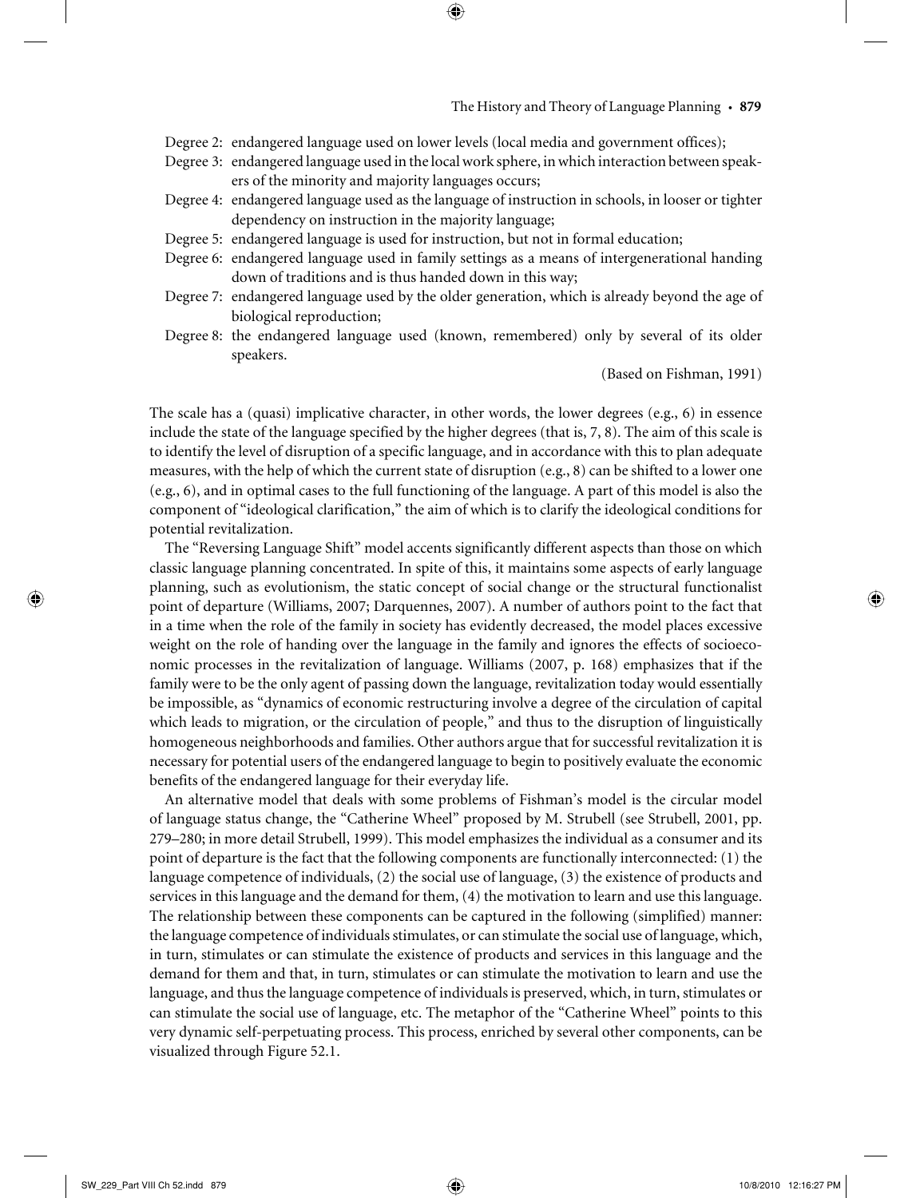Degree 2: endangered language used on lower levels (local media and government offices);
Degree 3: endangered language used in the local work sphere, in which interaction between speakers of the minority and majority languages occurs;
Degree 4: endangered language used as the language of instruction in schools, in looser or tighter dependency on instruction in the majority language;
Degree 5: endangered language is used for instruction, but not in formal education;
Degree 6: endangered language used in family settings as a means of intergenerational handing down of traditions and is thus handed down in this way;
Degree 7: endangered language used by the older generation, which is already beyond the age of biological reproduction;
Degree 8: the endangered language used (known, remembered) only by several of its older speakers.

(Based on Fishman, 1991)

The scale has a (quasi) implicative character, in other words, the lower degrees (e.g., 6) in essence include the state of the language specified by the higher degrees (that is, 7, 8). The aim of this scale is to identify the level of disruption of a specific language, and in accordance with this to plan adequate measures, with the help of which the current state of disruption (e.g., 8) can be shifted to a lower one (e.g., 6), and in optimal cases to the full functioning of the language. A part of this model is also the component of "ideological clarification," the aim of which is to clarify the ideological conditions for potential revitalization.

The "Reversing Language Shift" model accents significantly different aspects than those on which classic language planning concentrated. In spite of this, it maintains some aspects of early language planning, such as evolutionism, the static concept of social change or the structural functionalist point of departure (Williams, 2007; Darquennes, 2007). A number of authors point to the fact that in a time when the role of the family in society has evidently decreased, the model places excessive weight on the role of handing over the language in the family and ignores the effects of socioeconomic processes in the revitalization of language. Williams (2007, p. 168) emphasizes that if the family were to be the only agent of passing down the language, revitalization today would essentially be impossible, as "dynamics of economic restructuring involve a degree of the circulation of capital which leads to migration, or the circulation of people," and thus to the disruption of linguistically homogeneous neighborhoods and families. Other authors argue that for successful revitalization it is necessary for potential users of the endangered language to begin to positively evaluate the economic benefits of the endangered language for their everyday life.

An alternative model that deals with some problems of Fishman's model is the circular model of language status change, the "Catherine Wheel" proposed by M. Strubell (see Strubell, 2001, pp. 279–280; in more detail Strubell, 1999). This model emphasizes the individual as a consumer and its point of departure is the fact that the following components are functionally interconnected: (1) the language competence of individuals, (2) the social use of language, (3) the existence of products and services in this language and the demand for them, (4) the motivation to learn and use this language. The relationship between these components can be captured in the following (simplified) manner: the language competence of individuals stimulates, or can stimulate the social use of language, which, in turn, stimulates or can stimulate the existence of products and services in this language and the demand for them and that, in turn, stimulates or can stimulate the motivation to learn and use the language, and thus the language competence of individuals is preserved, which, in turn, stimulates or can stimulate the social use of language, etc. The metaphor of the "Catherine Wheel" points to this very dynamic self-perpetuating process. This process, enriched by several other components, can be visualized through Figure 52.1.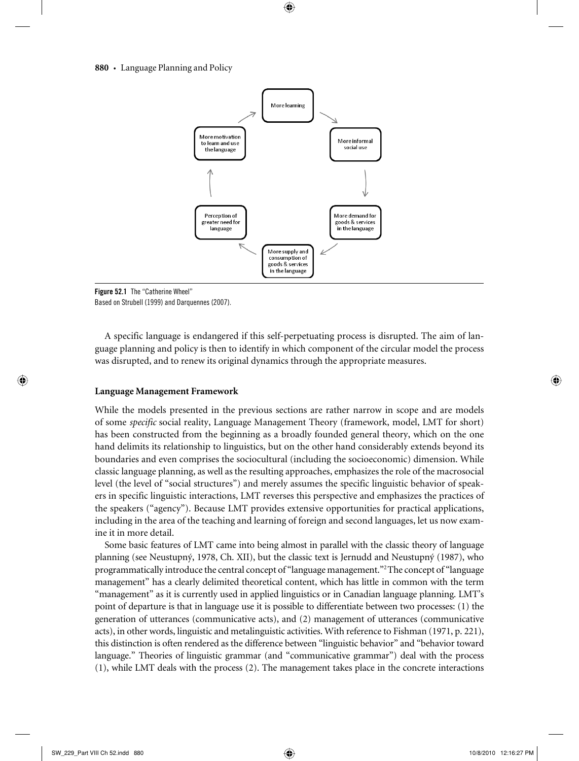**Figure 52.1** The "Catherine Wheel"
Based on Strubell (1999) and Darquennes (2007).

A specific language is endangered if this self-perpetuating process is disrupted. The aim of language planning and policy is then to identify in which component of the circular model the process was disrupted, and to renew its original dynamics through the appropriate measures.

### Language Management Framework

While the models presented in the previous sections are rather narrow in scope and are models of some *specific* social reality, Language Management Theory (framework, model, LMT for short) has been constructed from the beginning as a broadly founded general theory, which on the one hand delimits its relationship to linguistics, but on the other hand considerably extends beyond its boundaries and even comprises the sociocultural (including the socioeconomic) dimension. While classic language planning, as well as the resulting approaches, emphasizes the role of the macrosocial level (the level of "social structures") and merely assumes the specific linguistic behavior of speakers in specific linguistic interactions, LMT reverses this perspective and emphasizes the practices of the speakers ("agency"). Because LMT provides extensive opportunities for practical applications, including in the area of the teaching and learning of foreign and second languages, let us now examine it in more detail.

Some basic features of LMT came into being almost in parallel with the classic theory of language planning (see Neustupný, 1978, Ch. XII), but the classic text is Jernudd and Neustupný (1987), who programmatically introduce the central concept of "language management."[2] The concept of "language management" has a clearly delimited theoretical content, which has little in common with the term "management" as it is currently used in applied linguistics or in Canadian language planning. LMT's point of departure is that in language use it is possible to differentiate between two processes: (1) the generation of utterances (communicative acts), and (2) management of utterances (communicative acts), in other words, linguistic and metalinguistic activities. With reference to Fishman (1971, p. 221), this distinction is often rendered as the difference between "linguistic behavior" and "behavior toward language." Theories of linguistic grammar (and "communicative grammar") deal with the process (1), while LMT deals with the process (2). The management takes place in the concrete interactions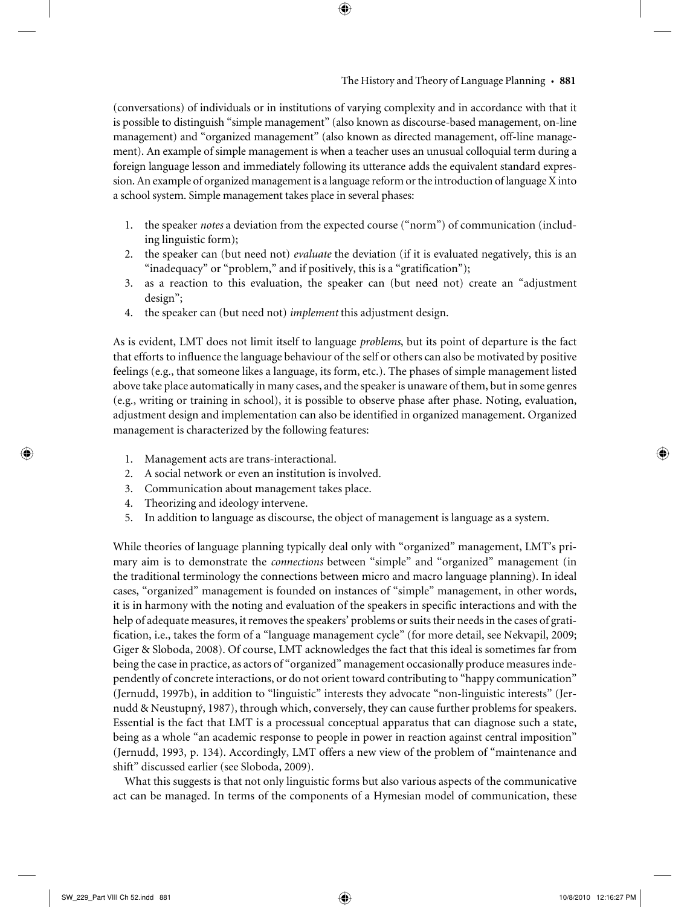(conversations) of individuals or in institutions of varying complexity and in accordance with that it is possible to distinguish "simple management" (also known as discourse-based management, on-line management) and "organized management" (also known as directed management, off-line management). An example of simple management is when a teacher uses an unusual colloquial term during a foreign language lesson and immediately following its utterance adds the equivalent standard expression. An example of organized management is a language reform or the introduction of language X into a school system. Simple management takes place in several phases:

1. the speaker *notes* a deviation from the expected course ("norm") of communication (including linguistic form);
2. the speaker can (but need not) *evaluate* the deviation (if it is evaluated negatively, this is an "inadequacy" or "problem," and if positively, this is a "gratification");
3. as a reaction to this evaluation, the speaker can (but need not) create an "adjustment design";
4. the speaker can (but need not) *implement* this adjustment design.

As is evident, LMT does not limit itself to language *problems*, but its point of departure is the fact that efforts to influence the language behaviour of the self or others can also be motivated by positive feelings (e.g., that someone likes a language, its form, etc.). The phases of simple management listed above take place automatically in many cases, and the speaker is unaware of them, but in some genres (e.g., writing or training in school), it is possible to observe phase after phase. Noting, evaluation, adjustment design and implementation can also be identified in organized management. Organized management is characterized by the following features:

1. Management acts are trans-interactional.
2. A social network or even an institution is involved.
3. Communication about management takes place.
4. Theorizing and ideology intervene.
5. In addition to language as discourse, the object of management is language as a system.

While theories of language planning typically deal only with "organized" management, LMT's primary aim is to demonstrate the *connections* between "simple" and "organized" management (in the traditional terminology the connections between micro and macro language planning). In ideal cases, "organized" management is founded on instances of "simple" management, in other words, it is in harmony with the noting and evaluation of the speakers in specific interactions and with the help of adequate measures, it removes the speakers' problems or suits their needs in the cases of gratification, i.e., takes the form of a "language management cycle" (for more detail, see Nekvapil, 2009; Giger & Sloboda, 2008). Of course, LMT acknowledges the fact that this ideal is sometimes far from being the case in practice, as actors of "organized" management occasionally produce measures independently of concrete interactions, or do not orient toward contributing to "happy communication" (Jernudd, 1997b), in addition to "linguistic" interests they advocate "non-linguistic interests" (Jernudd & Neustupný, 1987), through which, conversely, they can cause further problems for speakers. Essential is the fact that LMT is a processual conceptual apparatus that can diagnose such a state, being as a whole "an academic response to people in power in reaction against central imposition" (Jernudd, 1993, p. 134). Accordingly, LMT offers a new view of the problem of "maintenance and shift" discussed earlier (see Sloboda, 2009).

What this suggests is that not only linguistic forms but also various aspects of the communicative act can be managed. In terms of the components of a Hymesian model of communication, these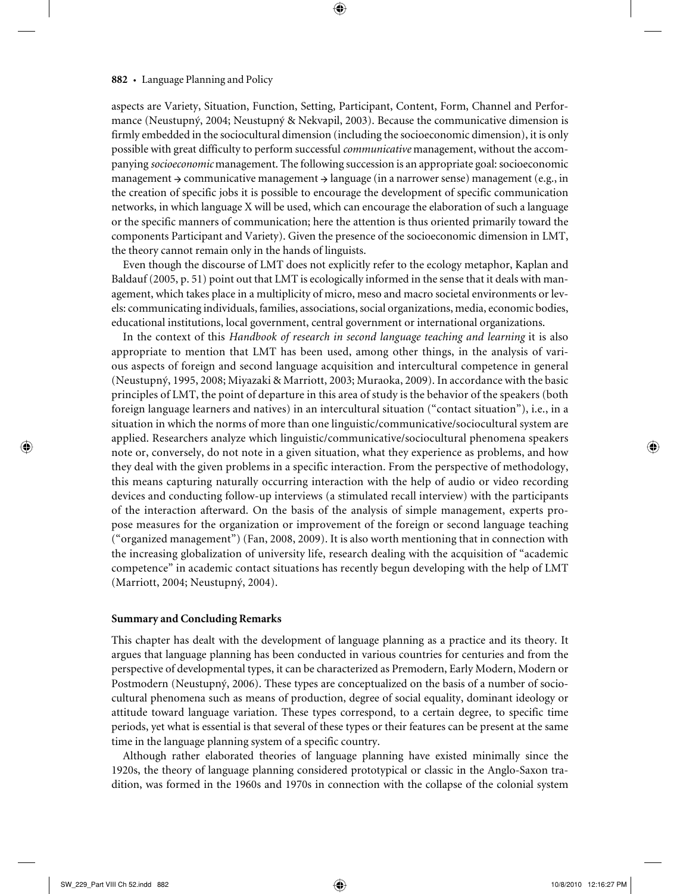aspects are Variety, Situation, Function, Setting, Participant, Content, Form, Channel and Performance (Neustupný, 2004; Neustupný & Nekvapil, 2003). Because the communicative dimension is firmly embedded in the sociocultural dimension (including the socioeconomic dimension), it is only possible with great difficulty to perform successful *communicative* management, without the accompanying *socioeconomic* management. The following succession is an appropriate goal: socioeconomic management → communicative management → language (in a narrower sense) management (e.g., in the creation of specific jobs it is possible to encourage the development of specific communication networks, in which language X will be used, which can encourage the elaboration of such a language or the specific manners of communication; here the attention is thus oriented primarily toward the components Participant and Variety). Given the presence of the socioeconomic dimension in LMT, the theory cannot remain only in the hands of linguists.

Even though the discourse of LMT does not explicitly refer to the ecology metaphor, Kaplan and Baldauf (2005, p. 51) point out that LMT is ecologically informed in the sense that it deals with management, which takes place in a multiplicity of micro, meso and macro societal environments or levels: communicating individuals, families, associations, social organizations, media, economic bodies, educational institutions, local government, central government or international organizations.

In the context of this *Handbook of research in second language teaching and learning* it is also appropriate to mention that LMT has been used, among other things, in the analysis of various aspects of foreign and second language acquisition and intercultural competence in general (Neustupný, 1995, 2008; Miyazaki & Marriott, 2003; Muraoka, 2009). In accordance with the basic principles of LMT, the point of departure in this area of study is the behavior of the speakers (both foreign language learners and natives) in an intercultural situation ("contact situation"), i.e., in a situation in which the norms of more than one linguistic/communicative/sociocultural system are applied. Researchers analyze which linguistic/communicative/sociocultural phenomena speakers note or, conversely, do not note in a given situation, what they experience as problems, and how they deal with the given problems in a specific interaction. From the perspective of methodology, this means capturing naturally occurring interaction with the help of audio or video recording devices and conducting follow-up interviews (a stimulated recall interview) with the participants of the interaction afterward. On the basis of the analysis of simple management, experts propose measures for the organization or improvement of the foreign or second language teaching ("organized management") (Fan, 2008, 2009). It is also worth mentioning that in connection with the increasing globalization of university life, research dealing with the acquisition of "academic competence" in academic contact situations has recently begun developing with the help of LMT (Marriott, 2004; Neustupný, 2004).

### Summary and Concluding Remarks

This chapter has dealt with the development of language planning as a practice and its theory. It argues that language planning has been conducted in various countries for centuries and from the perspective of developmental types, it can be characterized as Premodern, Early Modern, Modern or Postmodern (Neustupný, 2006). These types are conceptualized on the basis of a number of sociocultural phenomena such as means of production, degree of social equality, dominant ideology or attitude toward language variation. These types correspond, to a certain degree, to specific time periods, yet what is essential is that several of these types or their features can be present at the same time in the language planning system of a specific country.

Although rather elaborated theories of language planning have existed minimally since the 1920s, the theory of language planning considered prototypical or classic in the Anglo-Saxon tradition, was formed in the 1960s and 1970s in connection with the collapse of the colonial system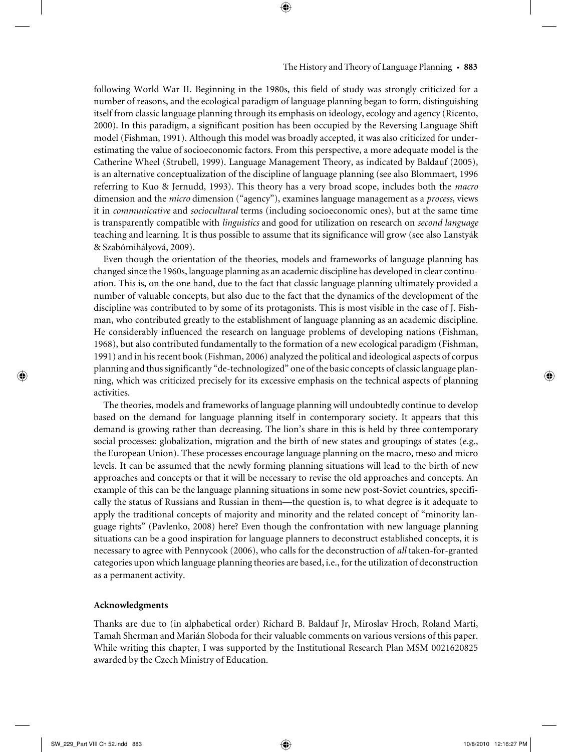following World War II. Beginning in the 1980s, this field of study was strongly criticized for a number of reasons, and the ecological paradigm of language planning began to form, distinguishing itself from classic language planning through its emphasis on ideology, ecology and agency (Ricento, 2000). In this paradigm, a significant position has been occupied by the Reversing Language Shift model (Fishman, 1991). Although this model was broadly accepted, it was also criticized for underestimating the value of socioeconomic factors. From this perspective, a more adequate model is the Catherine Wheel (Strubell, 1999). Language Management Theory, as indicated by Baldauf (2005), is an alternative conceptualization of the discipline of language planning (see also Blommaert, 1996 referring to Kuo & Jernudd, 1993). This theory has a very broad scope, includes both the *macro* dimension and the *micro* dimension ("agency"), examines language management as a *process*, views it in *communicative* and *sociocultural* terms (including socioeconomic ones), but at the same time is transparently compatible with *linguistics* and good for utilization on research on *second language* teaching and learning. It is thus possible to assume that its significance will grow (see also Lanstyák & Szabómihályová, 2009).

Even though the orientation of the theories, models and frameworks of language planning has changed since the 1960s, language planning as an academic discipline has developed in clear continuation. This is, on the one hand, due to the fact that classic language planning ultimately provided a number of valuable concepts, but also due to the fact that the dynamics of the development of the discipline was contributed to by some of its protagonists. This is most visible in the case of J. Fishman, who contributed greatly to the establishment of language planning as an academic discipline. He considerably influenced the research on language problems of developing nations (Fishman, 1968), but also contributed fundamentally to the formation of a new ecological paradigm (Fishman, 1991) and in his recent book (Fishman, 2006) analyzed the political and ideological aspects of corpus planning and thus significantly "de-technologized" one of the basic concepts of classic language planning, which was criticized precisely for its excessive emphasis on the technical aspects of planning activities.

The theories, models and frameworks of language planning will undoubtedly continue to develop based on the demand for language planning itself in contemporary society. It appears that this demand is growing rather than decreasing. The lion's share in this is held by three contemporary social processes: globalization, migration and the birth of new states and groupings of states (e.g., the European Union). These processes encourage language planning on the macro, meso and micro levels. It can be assumed that the newly forming planning situations will lead to the birth of new approaches and concepts or that it will be necessary to revise the old approaches and concepts. An example of this can be the language planning situations in some new post-Soviet countries, specifically the status of Russians and Russian in them—the question is, to what degree is it adequate to apply the traditional concepts of majority and minority and the related concept of "minority language rights" (Pavlenko, 2008) here? Even though the confrontation with new language planning situations can be a good inspiration for language planners to deconstruct established concepts, it is necessary to agree with Pennycook (2006), who calls for the deconstruction of *all* taken-for-granted categories upon which language planning theories are based, i.e., for the utilization of deconstruction as a permanent activity.

**Acknowledgments**

Thanks are due to (in alphabetical order) Richard B. Baldauf Jr, Miroslav Hroch, Roland Marti, Tamah Sherman and Marián Sloboda for their valuable comments on various versions of this paper. While writing this chapter, I was supported by the Institutional Research Plan MSM 0021620825 awarded by the Czech Ministry of Education.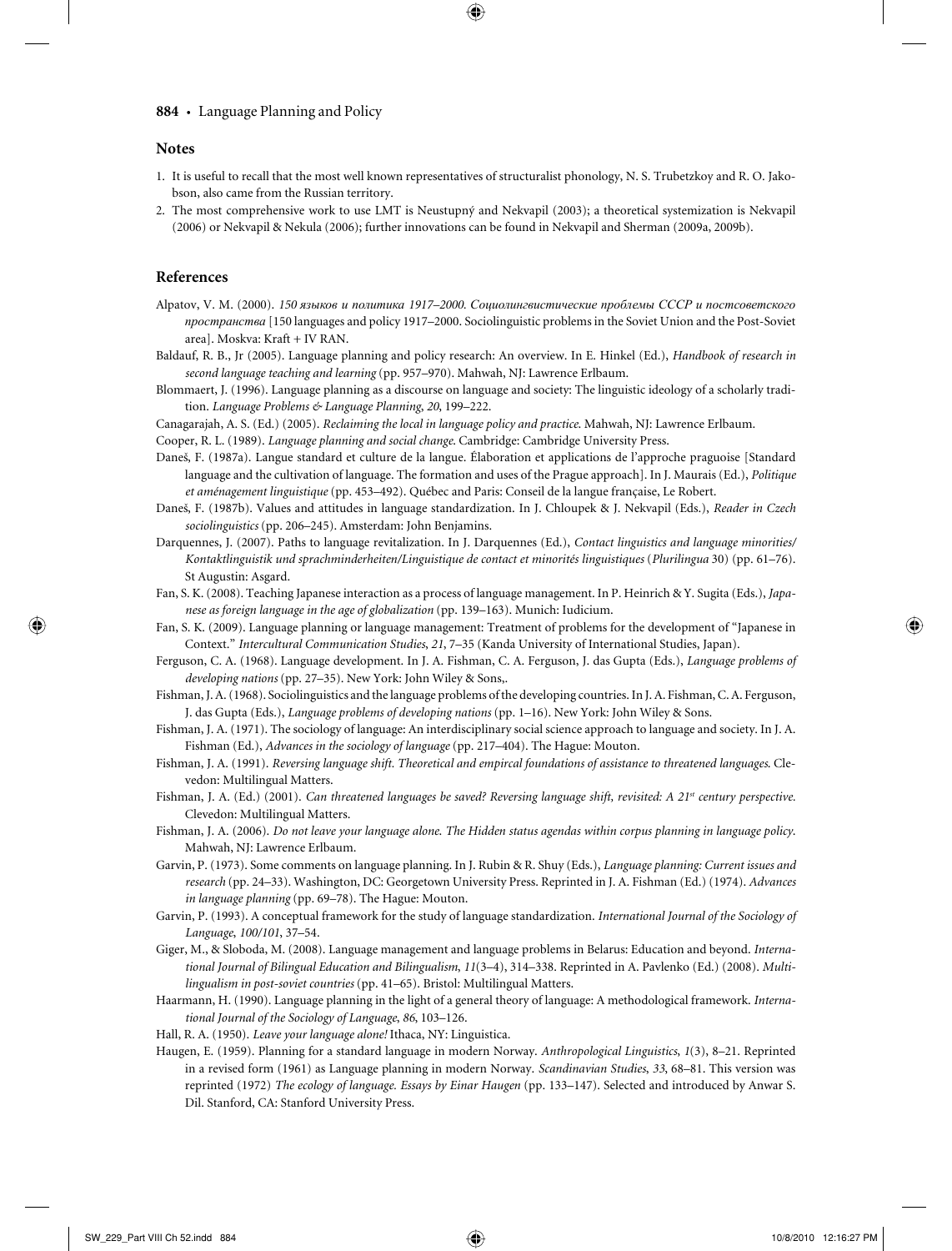## Notes

1. It is useful to recall that the most well known representatives of structuralist phonology, N. S. Trubetzkoy and R. O. Jakobson, also came from the Russian territory.
2. The most comprehensive work to use LMT is Neustupný and Nekvapil (2003); a theoretical systemization is Nekvapil (2006) or Nekvapil & Nekula (2006); further innovations can be found in Nekvapil and Sherman (2009a, 2009b).

## References

Alpatov, V. M. (2000). *150 языков и политика 1917–2000. Социолингвистические проблемы СССР и постсоветского пространства* [150 languages and policy 1917–2000. Sociolinguistic problems in the Soviet Union and the Post-Soviet area]. Moskva: Kraft + IV RAN.

Baldauf, R. B., Jr (2005). Language planning and policy research: An overview. In E. Hinkel (Ed.), *Handbook of research in second language teaching and learning* (pp. 957–970). Mahwah, NJ: Lawrence Erlbaum.

Blommaert, J. (1996). Language planning as a discourse on language and society: The linguistic ideology of a scholarly tradition. *Language Problems & Language Planning, 20*, 199–222.

Canagarajah, A. S. (Ed.) (2005). *Reclaiming the local in language policy and practice*. Mahwah, NJ: Lawrence Erlbaum.

Cooper, R. L. (1989). *Language planning and social change*. Cambridge: Cambridge University Press.

Daneš, F. (1987a). Langue standard et culture de la langue. Élaboration et applications de l'approche praguoise [Standard language and the cultivation of language. The formation and uses of the Prague approach]. In J. Maurais (Ed.), *Politique et aménagement linguistique* (pp. 453–492). Québec and Paris: Conseil de la langue française, Le Robert.

Daneš, F. (1987b). Values and attitudes in language standardization. In J. Chloupek & J. Nekvapil (Eds.), *Reader in Czech sociolinguistics* (pp. 206–245). Amsterdam: John Benjamins.

Darquennes, J. (2007). Paths to language revitalization. In J. Darquennes (Ed.), *Contact linguistics and language minorities/ Kontaktlinguistik und sprachminderheiten/Linguistique de contact et minorités linguistiques* (*Plurilingua* 30) (pp. 61–76). St Augustin: Asgard.

Fan, S. K. (2008). Teaching Japanese interaction as a process of language management. In P. Heinrich & Y. Sugita (Eds.), *Japanese as foreign language in the age of globalization* (pp. 139–163). Munich: Iudicium.

Fan, S. K. (2009). Language planning or language management: Treatment of problems for the development of "Japanese in Context." *Intercultural Communication Studies, 21*, 7–35 (Kanda University of International Studies, Japan).

Ferguson, C. A. (1968). Language development. In J. A. Fishman, C. A. Ferguson, J. das Gupta (Eds.), *Language problems of developing nations* (pp. 27–35). New York: John Wiley & Sons,.

Fishman, J. A. (1968). Sociolinguistics and the language problems of the developing countries. In J. A. Fishman, C. A. Ferguson, J. das Gupta (Eds.), *Language problems of developing nations* (pp. 1–16). New York: John Wiley & Sons.

Fishman, J. A. (1971). The sociology of language: An interdisciplinary social science approach to language and society. In J. A. Fishman (Ed.), *Advances in the sociology of language* (pp. 217–404). The Hague: Mouton.

Fishman, J. A. (1991). *Reversing language shift. Theoretical and empircal foundations of assistance to threatened languages*. Clevedon: Multilingual Matters.

Fishman, J. A. (Ed.) (2001). *Can threatened languages be saved? Reversing language shift, revisited: A 21st century perspective*. Clevedon: Multilingual Matters.

Fishman, J. A. (2006). *Do not leave your language alone. The Hidden status agendas within corpus planning in language policy*. Mahwah, NJ: Lawrence Erlbaum.

Garvin, P. (1973). Some comments on language planning. In J. Rubin & R. Shuy (Eds.), *Language planning: Current issues and research* (pp. 24–33). Washington, DC: Georgetown University Press. Reprinted in J. A. Fishman (Ed.) (1974). *Advances in language planning* (pp. 69–78). The Hague: Mouton.

Garvin, P. (1993). A conceptual framework for the study of language standardization. *International Journal of the Sociology of Language, 100/101*, 37–54.

Giger, M., & Sloboda, M. (2008). Language management and language problems in Belarus: Education and beyond. *International Journal of Bilingual Education and Bilingualism, 11*(3–4), 314–338. Reprinted in A. Pavlenko (Ed.) (2008). *Multilingualism in post-soviet countries* (pp. 41–65). Bristol: Multilingual Matters.

Haarmann, H. (1990). Language planning in the light of a general theory of language: A methodological framework. *International Journal of the Sociology of Language, 86*, 103–126.

Hall, R. A. (1950). *Leave your language alone!* Ithaca, NY: Linguistica.

Haugen, E. (1959). Planning for a standard language in modern Norway. *Anthropological Linguistics, 1*(3), 8–21. Reprinted in a revised form (1961) as Language planning in modern Norway. *Scandinavian Studies, 33*, 68–81. This version was reprinted (1972) *The ecology of language. Essays by Einar Haugen* (pp. 133–147). Selected and introduced by Anwar S. Dil. Stanford, CA: Stanford University Press.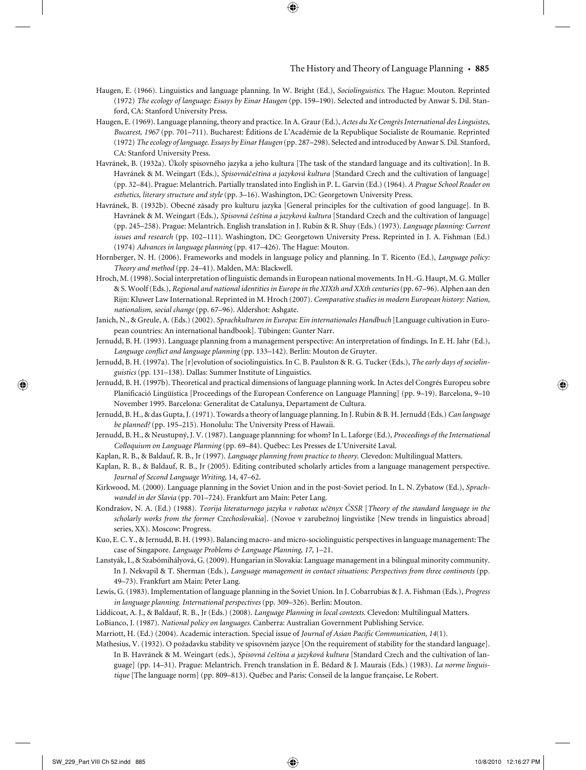Haugen, E. (1966). Linguistics and language planning. In W. Bright (Ed.), *Sociolinguistics.* The Hague: Mouton. Reprinted (1972) *The ecology of language: Essays by Einar Haugen* (pp. 159–190). Selected and introducted by Anwar S. Dil. Stanford, CA: Stanford University Press.

Haugen, E. (1969). Language planning, theory and practice. In A. Graur (Ed.), *Actes du Xe Congrès International des Linguistes, Bucarest, 1967* (pp. 701–711). Bucharest: Éditions de L'Académie de la Republique Socialiste de Roumanie. Reprinted (1972) *The ecology of language. Essays by Einar Haugen* (pp. 287–298). Selected and introduced by Anwar S. Dil. Stanford, CA: Stanford University Press.

Havránek, B. (1932a). Úkoly spisovného jazyka a jeho kultura [The task of the standard language and its cultivation]. In B. Havránek & M. Weingart (Eds.), *Spisovnáčeština a jazyková kultura* [Standard Czech and the cultivation of language] (pp. 32–84). Prague: Melantrich. Partially translated into English in P. L. Garvin (Ed.) (1964). *A Prague School Reader on esthetics, literary structure and style* (pp. 3–16). Washington, DC: Georgetown University Press.

Havránek, B. (1932b). Obecné zásady pro kulturu jazyka [General principles for the cultivation of good language]. In B. Havránek & M. Weingart (Eds.), *Spisovná čeština a jazyková kultura* [Standard Czech and the cultivation of language] (pp. 245–258). Prague: Melantrich. English translation in J. Rubin & R. Shuy (Eds.) (1973). *Language planning: Current issues and research* (pp. 102–111). Washington, DC: Georgetown University Press. Reprinted in J. A. Fishman (Ed.) (1974) *Advances in language planning* (pp. 417–426). The Hague: Mouton.

Hornberger, N. H. (2006). Frameworks and models in language policy and planning. In T. Ricento (Ed.), *Language policy: Theory and method* (pp. 24–41). Malden, MA: Blackwell.

Hroch, M. (1998). Social interpretation of linguistic demands in European national movements. In H.-G. Haupt, M. G. Müller & S. Woolf (Eds.), *Regional and national identities in Europe in the XIXth and XXth centuries* (pp. 67–96). Alphen aan den Rijn: Kluwer Law International. Reprinted in M. Hroch (2007). *Comparative studies in modern European history: Nation, nationalism, social change* (pp. 67–96). Aldershot: Ashgate.

Janich, N., & Greule, A. (Eds.) (2002). *Sprachkulturen in Europa: Ein internationales Handbuch* [Language cultivation in European countries: An international handbook]. Tübingen: Gunter Narr.

Jernudd, B. H. (1993). Language planning from a management perspective: An interpretation of findings. In E. H. Jahr (Ed.), *Language conflict and language planning* (pp. 133–142). Berlin: Mouton de Gruyter.

Jernudd, B. H. (1997a). The [r]evolution of sociolinguistics. In C. B. Paulston & R. G. Tucker (Eds.), *The early days of sociolinguistics* (pp. 131–138). Dallas: Summer Institute of Linguistics.

Jernudd, B. H. (1997b). Theoretical and practical dimensions of language planning work. In Actes del Congrés Europeu sobre Planificació Lingüística [Proceedings of the European Conference on Language Planning] (pp. 9–19). Barcelona, 9–10 November 1995. Barcelona: Generalitat de Catalunya, Departament de Cultura.

Jernudd, B. H., & das Gupta, J. (1971). Towards a theory of language planning. In J. Rubin & B. H. Jernudd (Eds.) *Can language be planned?* (pp. 195–215). Honolulu: The University Press of Hawaii.

Jernudd, B. H., & Neustupný, J. V. (1987). Language plannning: for whom? In L. Laforge (Ed.), *Proceedings of the International Colloquium on Language Planning* (pp. 69–84). Québec: Les Presses de L'Université Laval.

Kaplan, R. B., & Baldauf, R. B., Jr (1997). *Language planning from practice to theory.* Clevedon: Multilingual Matters.

Kaplan, R. B., & Baldauf, R. B., Jr (2005). Editing contributed scholarly articles from a language management perspective. *Journal of Second Language Writing*, 14, 47–62.

Kirkwood, M. (2000). Language planning in the Soviet Union and in the post-Soviet period. In L. N. Zybatow (Ed.), *Sprachwandel in der Slavia* (pp. 701–724). Frankfurt am Main: Peter Lang.

Kondrašov, N. A. (Ed.) (1988). *Teorija literaturnogo jazyka v rabotax učënyx ČSSR* [*Theory of the standard language in the scholarly works from the former Czechoslovakia*]. (Novoe v zarubežnoj lingvistike [New trends in linguistics abroad] series, XX). Moscow: Progress.

Kuo, E. C. Y., & Jernudd, B. H. (1993). Balancing macro- and micro-sociolinguistic perspectives in language management: The case of Singapore. *Language Problems & Language Planning, 17*, 1–21.

Lanstyák, I., & Szabómihályová, G. (2009). Hungarian in Slovakia: Language management in a bilingual minority community. In J. Nekvapil & T. Sherman (Eds.), *Language management in contact situations: Perspectives from three continents* (pp. 49–73). Frankfurt am Main: Peter Lang.

Lewis, G. (1983). Implementation of language planning in the Soviet Union. In J. Cobarrubias & J. A. Fishman (Eds.), *Progress in language planning. International perspectives* (pp. 309–326). Berlin: Mouton.

Liddicoat, A. J., & Baldauf, R. B., Jr (Eds.) (2008). *Language Planning in local contexts.* Clevedon: Multilingual Matters.

LoBianco, J. (1987). *National policy on languages.* Canberra: Australian Government Publishing Service.

Marriott, H. (Ed.) (2004). Academic interaction. Special issue of *Journal of Asian Pacific Communication, 14*(1).

Mathesius, V. (1932). O požadavku stability ve spisovném jazyce [On the requirement of stability for the standard language]. In B. Havránek & M. Weingart (eds.), *Spisovná čeština a jazyková kultura* [Standard Czech and the cultivation of language] (pp. 14–31). Prague: Melantrich. French translation in É. Bédard & J. Maurais (Eds.) (1983). *La norme linguistique* [The language norm] (pp. 809–813). Québec and Paris: Conseil de la langue française, Le Robert.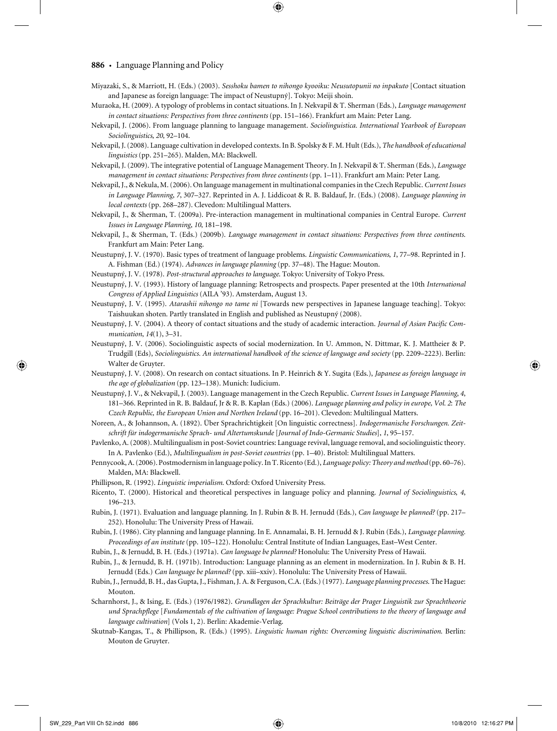Miyazaki, S., & Marriott, H. (Eds.) (2003). *Sesshoku bamen to nihongo kyooiku: Neusutopunii no inpakuto* [Contact situation and Japanese as foreign language: The impact of Neustupný]. Tokyo: Meiji shoin.

Muraoka, H. (2009). A typology of problems in contact situations. In J. Nekvapil & T. Sherman (Eds.), *Language management in contact situations: Perspectives from three continents* (pp. 151–166). Frankfurt am Main: Peter Lang.

Nekvapil, J. (2006). From language planning to language management. *Sociolinguistica. International Yearbook of European Sociolinguistics, 20*, 92–104.

Nekvapil, J. (2008). Language cultivation in developed contexts. In B. Spolsky & F. M. Hult (Eds.), *The handbook of educational linguistics* (pp. 251–265). Malden, MA: Blackwell.

Nekvapil, J. (2009). The integrative potential of Language Management Theory. In J. Nekvapil & T. Sherman (Eds.), *Language management in contact situations: Perspectives from three continents* (pp. 1–11). Frankfurt am Main: Peter Lang.

Nekvapil, J., & Nekula, M. (2006). On language management in multinational companies in the Czech Republic. *Current Issues in Language Planning, 7*, 307–327. Reprinted in A. J. Liddicoat & R. B. Baldauf, Jr. (Eds.) (2008). *Language planning in local contexts* (pp. 268–287). Clevedon: Multilingual Matters.

Nekvapil, J., & Sherman, T. (2009a). Pre-interaction management in multinational companies in Central Europe. *Current Issues in Language Planning, 10*, 181–198.

Nekvapil, J., & Sherman, T. (Eds.) (2009b). *Language management in contact situations: Perspectives from three continents.* Frankfurt am Main: Peter Lang.

Neustupný, J. V. (1970). Basic types of treatment of language problems. *Linguistic Communications, 1*, 77–98. Reprinted in J. A. Fishman (Ed.) (1974). *Advances in language planning* (pp. 37–48). The Hague: Mouton.

Neustupný, J. V. (1978). *Post-structural approaches to language.* Tokyo: University of Tokyo Press.

Neustupný, J. V. (1993). History of language planning: Retrospects and prospects. Paper presented at the 10th *International Congress of Applied Linguistics* (AILA '93). Amsterdam, August 13.

Neustupný, J. V. (1995). *Atarashii nihongo no tame ni* [Towards new perspectives in Japanese language teaching]. Tokyo: Taishuukan shoten. Partly translated in English and published as Neustupný (2008).

Neustupný, J. V. (2004). A theory of contact situations and the study of academic interaction. *Journal of Asian Pacific Communication, 14*(1), 3–31.

Neustupný, J. V. (2006). Sociolinguistic aspects of social modernization. In U. Ammon, N. Dittmar, K. J. Mattheier & P. Trudgill (Eds), *Sociolinguistics. An international handbook of the science of language and society* (pp. 2209–2223). Berlin: Walter de Gruyter.

Neustupný, J. V. (2008). On research on contact situations. In P. Heinrich & Y. Sugita (Eds.), *Japanese as foreign language in the age of globalization* (pp. 123–138). Munich: Iudicium.

Neustupný, J. V., & Nekvapil, J. (2003). Language management in the Czech Republic. *Current Issues in Language Planning, 4*, 181–366. Reprinted in R. B. Baldauf, Jr & R. B. Kaplan (Eds.) (2006). *Language planning and policy in europe, Vol. 2: The Czech Republic, the European Union and Northen Ireland* (pp. 16–201). Clevedon: Multilingual Matters.

Noreen, A., & Johannson, A. (1892). Über Sprachrichtigkeit [On linguistic correctness]. *Indogermanische Forschungen. Zeitschrift für indogermanische Sprach- und Altertumskunde* [*Journal of Indo-Germanic Studies*], *1*, 95–157.

Pavlenko, A. (2008). Multilingualism in post-Soviet countries: Language revival, language removal, and sociolinguistic theory. In A. Pavlenko (Ed.), *Multilingualism in post-Soviet countries* (pp. 1–40). Bristol: Multilingual Matters.

Pennycook, A. (2006). Postmodernism in language policy. In T. Ricento (Ed.), *Language policy: Theory and method* (pp. 60–76). Malden, MA: Blackwell.

Phillipson, R. (1992). *Linguistic imperialism.* Oxford: Oxford University Press.

Ricento, T. (2000). Historical and theoretical perspectives in language policy and planning. *Journal of Sociolinguistics, 4*, 196–213.

Rubin, J. (1971). Evaluation and language planning. In J. Rubin & B. H. Jernudd (Eds.), *Can language be planned?* (pp. 217–252). Honolulu: The University Press of Hawaii.

Rubin, J. (1986). City planning and language planning. In E. Annamalai, B. H. Jernudd & J. Rubin (Eds.), *Language planning. Proceedings of an institute* (pp. 105–122). Honolulu: Central Institute of Indian Languages, East–West Center.

Rubin, J., & Jernudd, B. H. (Eds.) (1971a). *Can language be planned?* Honolulu: The University Press of Hawaii.

Rubin, J., & Jernudd, B. H. (1971b). Introduction: Language planning as an element in modernization. In J. Rubin & B. H. Jernudd (Eds.) *Can language be planned?* (pp. xiii–xxiv). Honolulu: The University Press of Hawaii.

Rubin, J., Jernudd, B. H., das Gupta, J., Fishman, J. A. & Ferguson, C.A. (Eds.) (1977). *Language planning processes.* The Hague: Mouton.

Scharnhorst, J., & Ising, E. (Eds.) (1976/1982). *Grundlagen der Sprachkultur: Beiträge der Prager Linguistik zur Sprachtheorie und Sprachpflege* [*Fundamentals of the cultivation of language: Prague School contributions to the theory of language and language cultivation*] (Vols 1, 2). Berlin: Akademie-Verlag.

Skutnab-Kangas, T., & Phillipson, R. (Eds.) (1995). *Linguistic human rights: Overcoming linguistic discrimination.* Berlin: Mouton de Gruyter.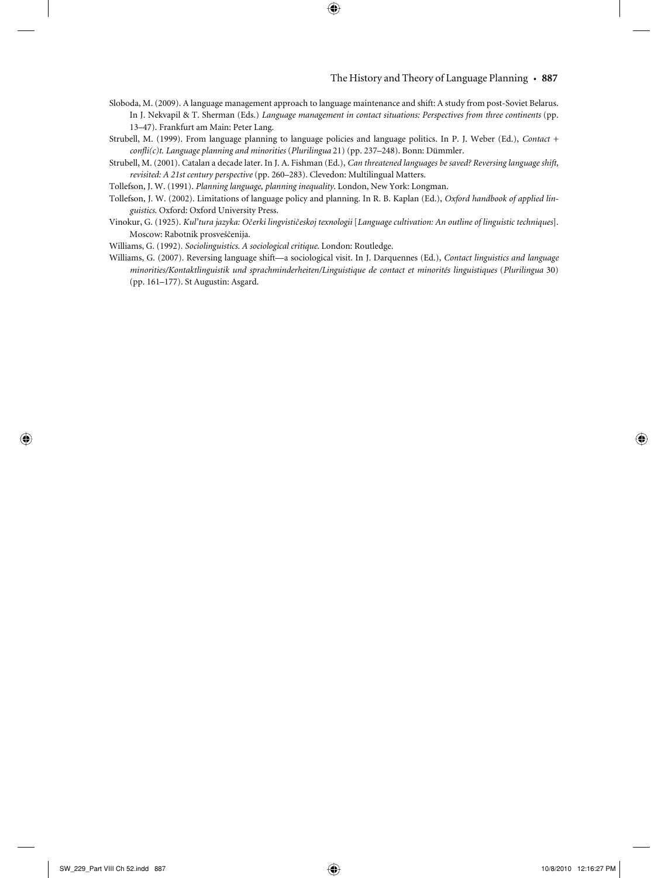Sloboda, M. (2009). A language management approach to language maintenance and shift: A study from post-Soviet Belarus. In J. Nekvapil & T. Sherman (Eds.) *Language management in contact situations: Perspectives from three continents* (pp. 13–47). Frankfurt am Main: Peter Lang.

Strubell, M. (1999). From language planning to language policies and language politics. In P. J. Weber (Ed.), *Contact + confli(c)t. Language planning and minorities* (*Plurilingua* 21) (pp. 237–248). Bonn: Dümmler.

Strubell, M. (2001). Catalan a decade later. In J. A. Fishman (Ed.), *Can threatened languages be saved? Reversing language shift, revisited: A 21st century perspective* (pp. 260–283). Clevedon: Multilingual Matters.

Tollefson, J. W. (1991). *Planning language, planning inequality*. London, New York: Longman.

Tollefson, J. W. (2002). Limitations of language policy and planning. In R. B. Kaplan (Ed.), *Oxford handbook of applied linguistics*. Oxford: Oxford University Press.

Vinokur, G. (1925). *Kul'tura jazyka: Očerki lingvističeskoj texnologii* [*Language cultivation: An outline of linguistic techniques*]. Moscow: Rabotnik prosveščenija.

Williams, G. (1992). *Sociolinguistics. A sociological critique*. London: Routledge.

Williams, G. (2007). Reversing language shift—a sociological visit. In J. Darquennes (Ed.), *Contact linguistics and language minorities/Kontaktlinguistik und sprachminderheiten/Linguistique de contact et minorités linguistiques* (*Plurilingua* 30) (pp. 161–177). St Augustin: Asgard.